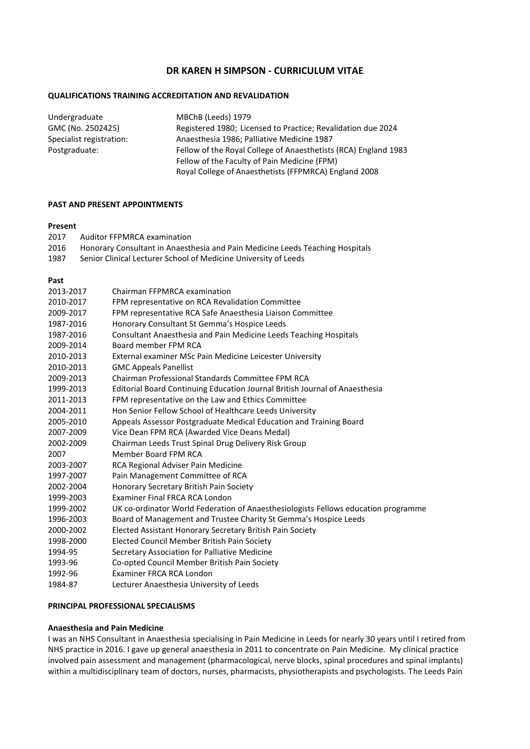# DR KAREN H SIMPSON - CURRICULUM VITAE

## QUALIFICATIONS TRAINING ACCREDITATION AND REVALIDATION

| | |
|---|---|
| Undergraduate | MBChB (Leeds) 1979 |
| GMC (No. 2502425) | Registered 1980; Licensed to Practice; Revalidation due 2024 |
| Specialist registration: | Anaesthesia 1986; Palliative Medicine 1987 |
| Postgraduate: | Fellow of the Royal College of Anaesthetists (RCA) England 1983<br>Fellow of the Faculty of Pain Medicine (FPM)<br>Royal College of Anaesthetists (FFPMRCA) England 2008 |

## PAST AND PRESENT APPOINTMENTS

### Present

| | |
|---|---|
| 2017 | Auditor FFPMRCA examination |
| 2016 | Honorary Consultant in Anaesthesia and Pain Medicine Leeds Teaching Hospitals |
| 1987 | Senior Clinical Lecturer School of Medicine University of Leeds |

### Past

| | |
|---|---|
| 2013-2017 | Chairman FFPMRCA examination |
| 2010-2017 | FPM representative on RCA Revalidation Committee |
| 2009-2017 | FPM representative RCA Safe Anaesthesia Liaison Committee |
| 1987-2016 | Honorary Consultant St Gemma's Hospice Leeds |
| 1987-2016 | Consultant Anaesthesia and Pain Medicine Leeds Teaching Hospitals |
| 2009-2014 | Board member FPM RCA |
| 2010-2013 | External examiner MSc Pain Medicine Leicester University |
| 2010-2013 | GMC Appeals Panellist |
| 2009-2013 | Chairman Professional Standards Committee FPM RCA |
| 1999-2013 | Editorial Board Continuing Education Journal British Journal of Anaesthesia |
| 2011-2013 | FPM representative on the Law and Ethics Committee |
| 2004-2011 | Hon Senior Fellow School of Healthcare Leeds University |
| 2005-2010 | Appeals Assessor Postgraduate Medical Education and Training Board |
| 2007-2009 | Vice Dean FPM RCA (Awarded Vice Deans Medal) |
| 2002-2009 | Chairman Leeds Trust Spinal Drug Delivery Risk Group |
| 2007 | Member Board FPM RCA |
| 2003-2007 | RCA Regional Adviser Pain Medicine |
| 1997-2007 | Pain Management Committee of RCA |
| 2002-2004 | Honorary Secretary British Pain Society |
| 1999-2003 | Examiner Final FRCA RCA London |
| 1999-2002 | UK co-ordinator World Federation of Anaesthesiologists Fellows education programme |
| 1996-2003 | Board of Management and Trustee Charity St Gemma's Hospice Leeds |
| 2000-2002 | Elected Assistant Honorary Secretary British Pain Society |
| 1998-2000 | Elected Council Member British Pain Society |
| 1994-95 | Secretary Association for Palliative Medicine |
| 1993-96 | Co-opted Council Member British Pain Society |
| 1992-96 | Examiner FRCA RCA London |
| 1984-87 | Lecturer Anaesthesia University of Leeds |

## PRINCIPAL PROFESSIONAL SPECIALISMS

### Anaesthesia and Pain Medicine

I was an NHS Consultant in Anaesthesia specialising in Pain Medicine in Leeds for nearly 30 years until I retired from NHS practice in 2016. I gave up general anaesthesia in 2011 to concentrate on Pain Medicine. My clinical practice involved pain assessment and management (pharmacological, nerve blocks, spinal procedures and spinal implants) within a multidisciplinary team of doctors, nurses, pharmacists, physiotherapists and psychologists. The Leeds Pain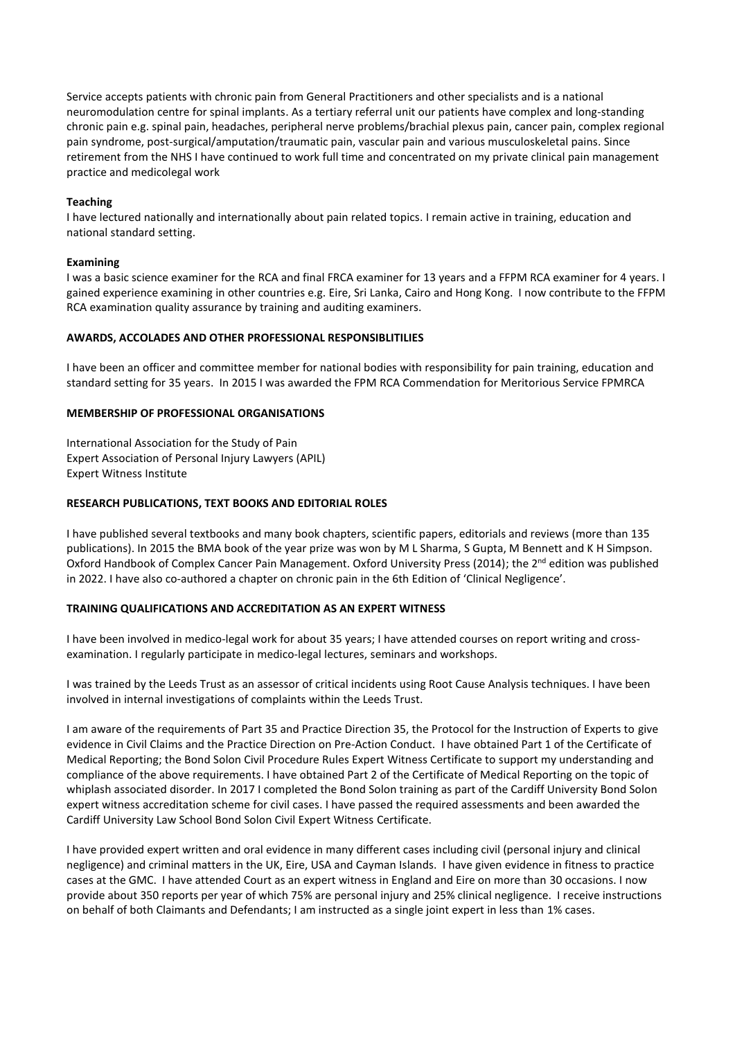Service accepts patients with chronic pain from General Practitioners and other specialists and is a national neuromodulation centre for spinal implants. As a tertiary referral unit our patients have complex and long-standing chronic pain e.g. spinal pain, headaches, peripheral nerve problems/brachial plexus pain, cancer pain, complex regional pain syndrome, post-surgical/amputation/traumatic pain, vascular pain and various musculoskeletal pains. Since retirement from the NHS I have continued to work full time and concentrated on my private clinical pain management practice and medicolegal work

**Teaching**

I have lectured nationally and internationally about pain related topics. I remain active in training, education and national standard setting.

**Examining**

I was a basic science examiner for the RCA and final FRCA examiner for 13 years and a FFPM RCA examiner for 4 years. I gained experience examining in other countries e.g. Eire, Sri Lanka, Cairo and Hong Kong. I now contribute to the FFPM RCA examination quality assurance by training and auditing examiners.

**AWARDS, ACCOLADES AND OTHER PROFESSIONAL RESPONSIBLITILIES**

I have been an officer and committee member for national bodies with responsibility for pain training, education and standard setting for 35 years. In 2015 I was awarded the FPM RCA Commendation for Meritorious Service FPMRCA

**MEMBERSHIP OF PROFESSIONAL ORGANISATIONS**

International Association for the Study of Pain
Expert Association of Personal Injury Lawyers (APIL)
Expert Witness Institute

**RESEARCH PUBLICATIONS, TEXT BOOKS AND EDITORIAL ROLES**

I have published several textbooks and many book chapters, scientific papers, editorials and reviews (more than 135 publications). In 2015 the BMA book of the year prize was won by M L Sharma, S Gupta, M Bennett and K H Simpson. Oxford Handbook of Complex Cancer Pain Management. Oxford University Press (2014); the 2nd edition was published in 2022. I have also co-authored a chapter on chronic pain in the 6th Edition of 'Clinical Negligence'.

**TRAINING QUALIFICATIONS AND ACCREDITATION AS AN EXPERT WITNESS**

I have been involved in medico-legal work for about 35 years; I have attended courses on report writing and cross-examination. I regularly participate in medico-legal lectures, seminars and workshops.

I was trained by the Leeds Trust as an assessor of critical incidents using Root Cause Analysis techniques. I have been involved in internal investigations of complaints within the Leeds Trust.

I am aware of the requirements of Part 35 and Practice Direction 35, the Protocol for the Instruction of Experts to give evidence in Civil Claims and the Practice Direction on Pre-Action Conduct. I have obtained Part 1 of the Certificate of Medical Reporting; the Bond Solon Civil Procedure Rules Expert Witness Certificate to support my understanding and compliance of the above requirements. I have obtained Part 2 of the Certificate of Medical Reporting on the topic of whiplash associated disorder. In 2017 I completed the Bond Solon training as part of the Cardiff University Bond Solon expert witness accreditation scheme for civil cases. I have passed the required assessments and been awarded the Cardiff University Law School Bond Solon Civil Expert Witness Certificate.

I have provided expert written and oral evidence in many different cases including civil (personal injury and clinical negligence) and criminal matters in the UK, Eire, USA and Cayman Islands. I have given evidence in fitness to practice cases at the GMC. I have attended Court as an expert witness in England and Eire on more than 30 occasions. I now provide about 350 reports per year of which 75% are personal injury and 25% clinical negligence. I receive instructions on behalf of both Claimants and Defendants; I am instructed as a single joint expert in less than 1% cases.